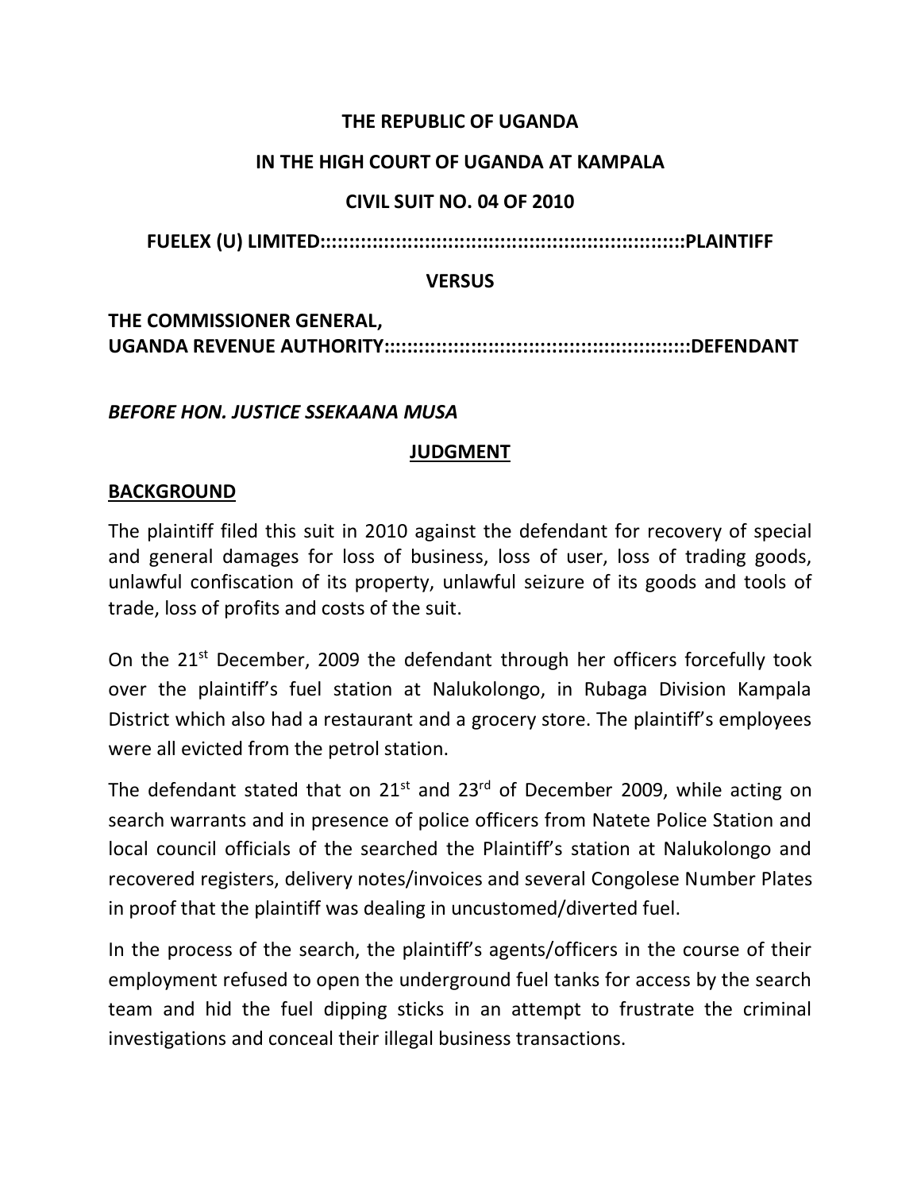**THE REPUBLIC OF UGANDA**

**IN THE HIGH COURT OF UGANDA AT KAMPALA**

**CIVIL SUIT NO. 04 OF 2010**

**FUELEX (U) LIMITED::::::::::::::::::::::::::::::::::::::::::::::::::::::::::::::PLAINTIFF**

**VERSUS**

**THE COMMISSIONER GENERAL,**
**UGANDA REVENUE AUTHORITY:::::::::::::::::::::::::::::::::::::::::::::::::::::DEFENDANT**

***BEFORE HON. JUSTICE SSEKAANA MUSA***

## JUDGMENT

## BACKGROUND

The plaintiff filed this suit in 2010 against the defendant for recovery of special and general damages for loss of business, loss of user, loss of trading goods, unlawful confiscation of its property, unlawful seizure of its goods and tools of trade, loss of profits and costs of the suit.

On the 21st December, 2009 the defendant through her officers forcefully took over the plaintiff's fuel station at Nalukolongo, in Rubaga Division Kampala District which also had a restaurant and a grocery store. The plaintiff's employees were all evicted from the petrol station.

The defendant stated that on 21st and 23rd of December 2009, while acting on search warrants and in presence of police officers from Natete Police Station and local council officials of the searched the Plaintiff's station at Nalukolongo and recovered registers, delivery notes/invoices and several Congolese Number Plates in proof that the plaintiff was dealing in uncustomed/diverted fuel.

In the process of the search, the plaintiff's agents/officers in the course of their employment refused to open the underground fuel tanks for access by the search team and hid the fuel dipping sticks in an attempt to frustrate the criminal investigations and conceal their illegal business transactions.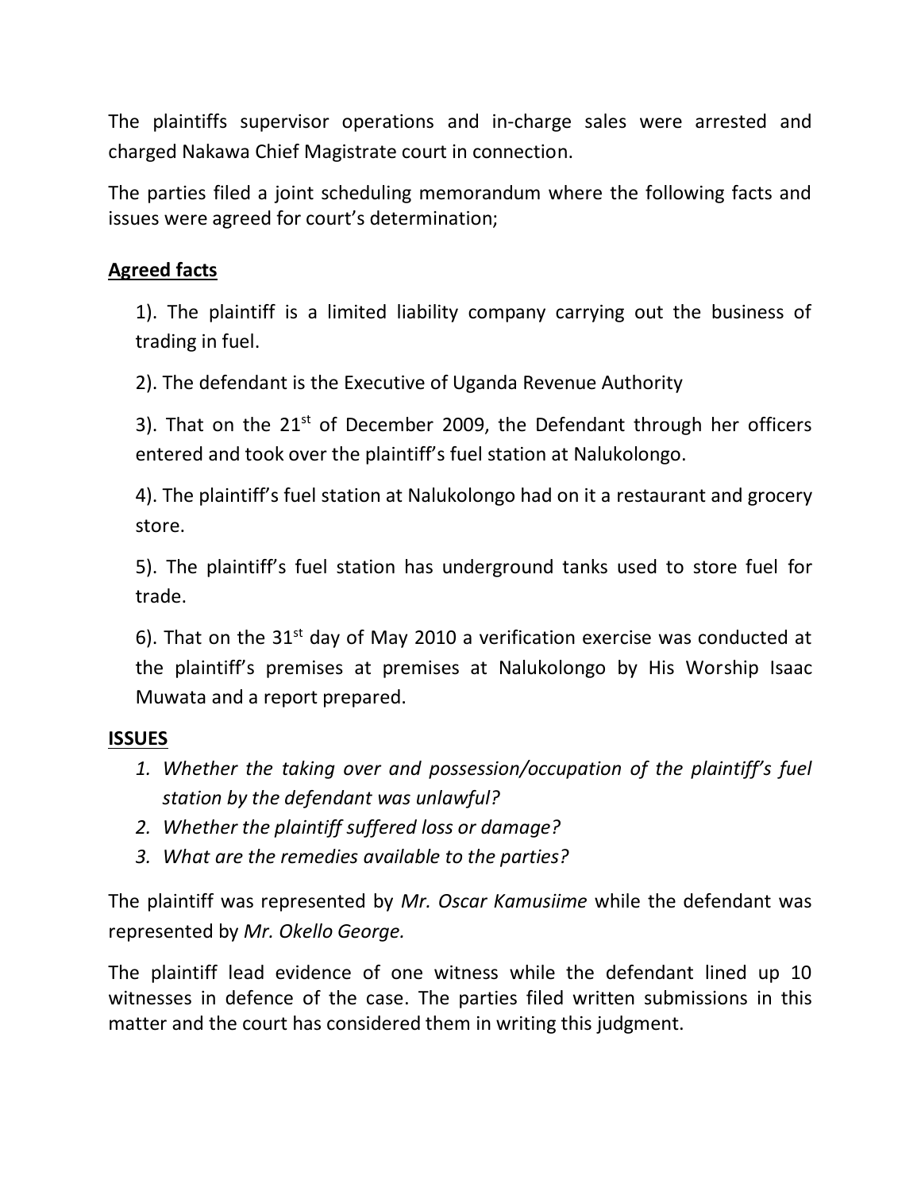The plaintiffs supervisor operations and in-charge sales were arrested and charged Nakawa Chief Magistrate court in connection.

The parties filed a joint scheduling memorandum where the following facts and issues were agreed for court's determination;

**Agreed facts**

1). The plaintiff is a limited liability company carrying out the business of trading in fuel.

2). The defendant is the Executive of Uganda Revenue Authority

3). That on the 21st of December 2009, the Defendant through her officers entered and took over the plaintiff's fuel station at Nalukolongo.

4). The plaintiff's fuel station at Nalukolongo had on it a restaurant and grocery store.

5). The plaintiff's fuel station has underground tanks used to store fuel for trade.

6). That on the 31st day of May 2010 a verification exercise was conducted at the plaintiff's premises at premises at Nalukolongo by His Worship Isaac Muwata and a report prepared.

**ISSUES**

1. *Whether the taking over and possession/occupation of the plaintiff's fuel station by the defendant was unlawful?*
2. *Whether the plaintiff suffered loss or damage?*
3. *What are the remedies available to the parties?*

The plaintiff was represented by *Mr. Oscar Kamusiime* while the defendant was represented by *Mr. Okello George.*

The plaintiff lead evidence of one witness while the defendant lined up 10 witnesses in defence of the case. The parties filed written submissions in this matter and the court has considered them in writing this judgment.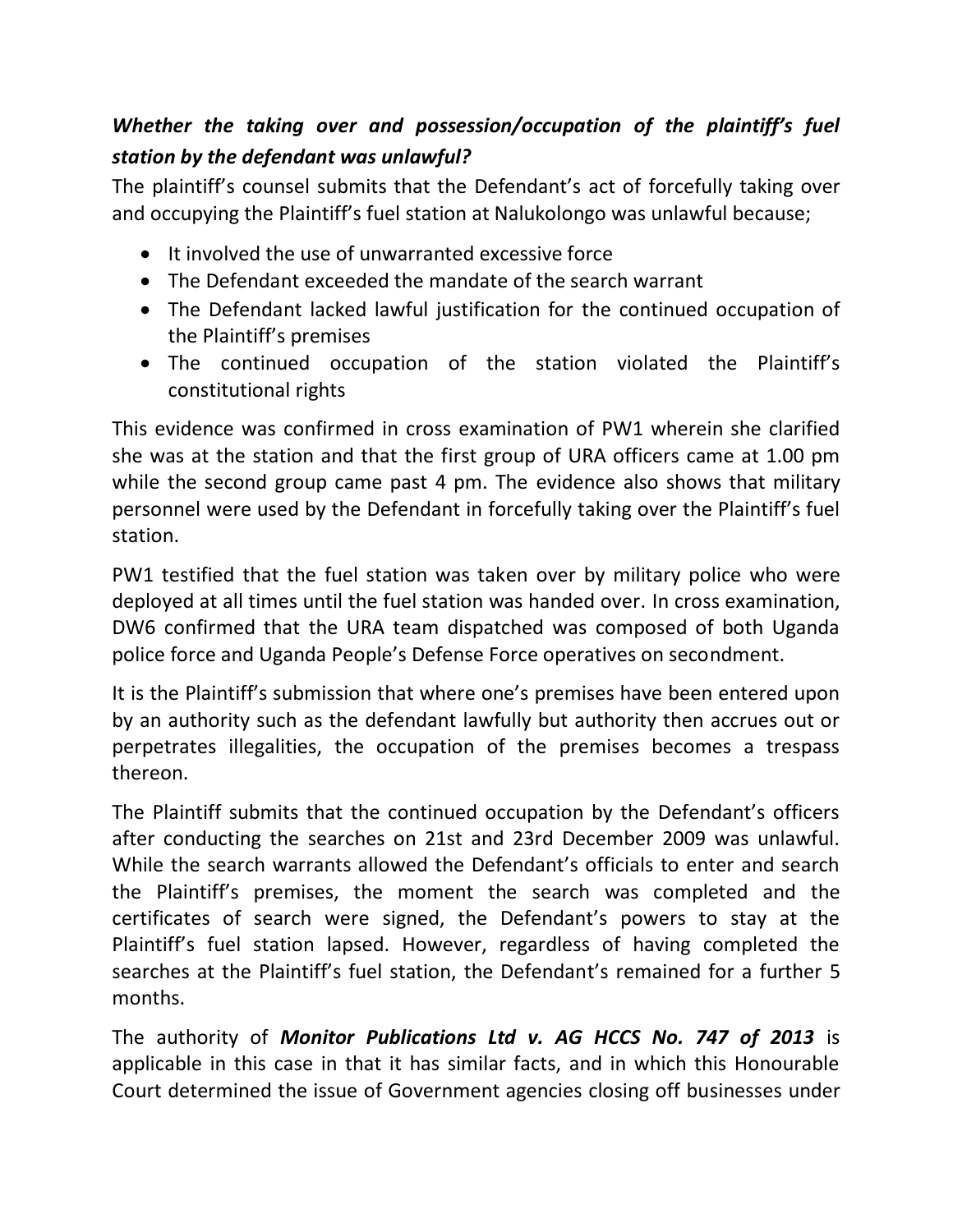***Whether the taking over and possession/occupation of the plaintiff's fuel station by the defendant was unlawful?***

The plaintiff's counsel submits that the Defendant's act of forcefully taking over and occupying the Plaintiff's fuel station at Nalukolongo was unlawful because;

- It involved the use of unwarranted excessive force
- The Defendant exceeded the mandate of the search warrant
- The Defendant lacked lawful justification for the continued occupation of the Plaintiff's premises
- The continued occupation of the station violated the Plaintiff's constitutional rights

This evidence was confirmed in cross examination of PW1 wherein she clarified she was at the station and that the first group of URA officers came at 1.00 pm while the second group came past 4 pm. The evidence also shows that military personnel were used by the Defendant in forcefully taking over the Plaintiff's fuel station.

PW1 testified that the fuel station was taken over by military police who were deployed at all times until the fuel station was handed over. In cross examination, DW6 confirmed that the URA team dispatched was composed of both Uganda police force and Uganda People's Defense Force operatives on secondment.

It is the Plaintiff's submission that where one's premises have been entered upon by an authority such as the defendant lawfully but authority then accrues out or perpetrates illegalities, the occupation of the premises becomes a trespass thereon.

The Plaintiff submits that the continued occupation by the Defendant's officers after conducting the searches on 21st and 23rd December 2009 was unlawful. While the search warrants allowed the Defendant's officials to enter and search the Plaintiff's premises, the moment the search was completed and the certificates of search were signed, the Defendant's powers to stay at the Plaintiff's fuel station lapsed. However, regardless of having completed the searches at the Plaintiff's fuel station, the Defendant's remained for a further 5 months.

The authority of ***Monitor Publications Ltd v. AG HCCS No. 747 of 2013*** is applicable in this case in that it has similar facts, and in which this Honourable Court determined the issue of Government agencies closing off businesses under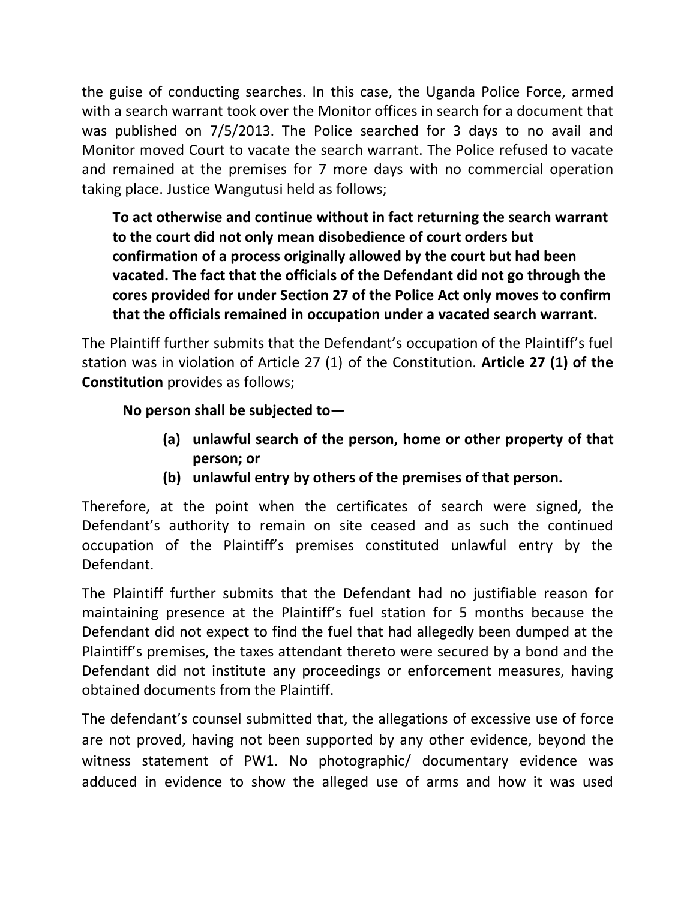the guise of conducting searches. In this case, the Uganda Police Force, armed with a search warrant took over the Monitor offices in search for a document that was published on 7/5/2013. The Police searched for 3 days to no avail and Monitor moved Court to vacate the search warrant. The Police refused to vacate and remained at the premises for 7 more days with no commercial operation taking place. Justice Wangutusi held as follows;

> **To act otherwise and continue without in fact returning the search warrant to the court did not only mean disobedience of court orders but confirmation of a process originally allowed by the court but had been vacated. The fact that the officials of the Defendant did not go through the cores provided for under Section 27 of the Police Act only moves to confirm that the officials remained in occupation under a vacated search warrant.**

The Plaintiff further submits that the Defendant's occupation of the Plaintiff's fuel station was in violation of Article 27 (1) of the Constitution. **Article 27 (1) of the Constitution** provides as follows;

> **No person shall be subjected to—**
>
> **(a) unlawful search of the person, home or other property of that person; or**
>
> **(b) unlawful entry by others of the premises of that person.**

Therefore, at the point when the certificates of search were signed, the Defendant's authority to remain on site ceased and as such the continued occupation of the Plaintiff's premises constituted unlawful entry by the Defendant.

The Plaintiff further submits that the Defendant had no justifiable reason for maintaining presence at the Plaintiff's fuel station for 5 months because the Defendant did not expect to find the fuel that had allegedly been dumped at the Plaintiff's premises, the taxes attendant thereto were secured by a bond and the Defendant did not institute any proceedings or enforcement measures, having obtained documents from the Plaintiff.

The defendant's counsel submitted that, the allegations of excessive use of force are not proved, having not been supported by any other evidence, beyond the witness statement of PW1. No photographic/ documentary evidence was adduced in evidence to show the alleged use of arms and how it was used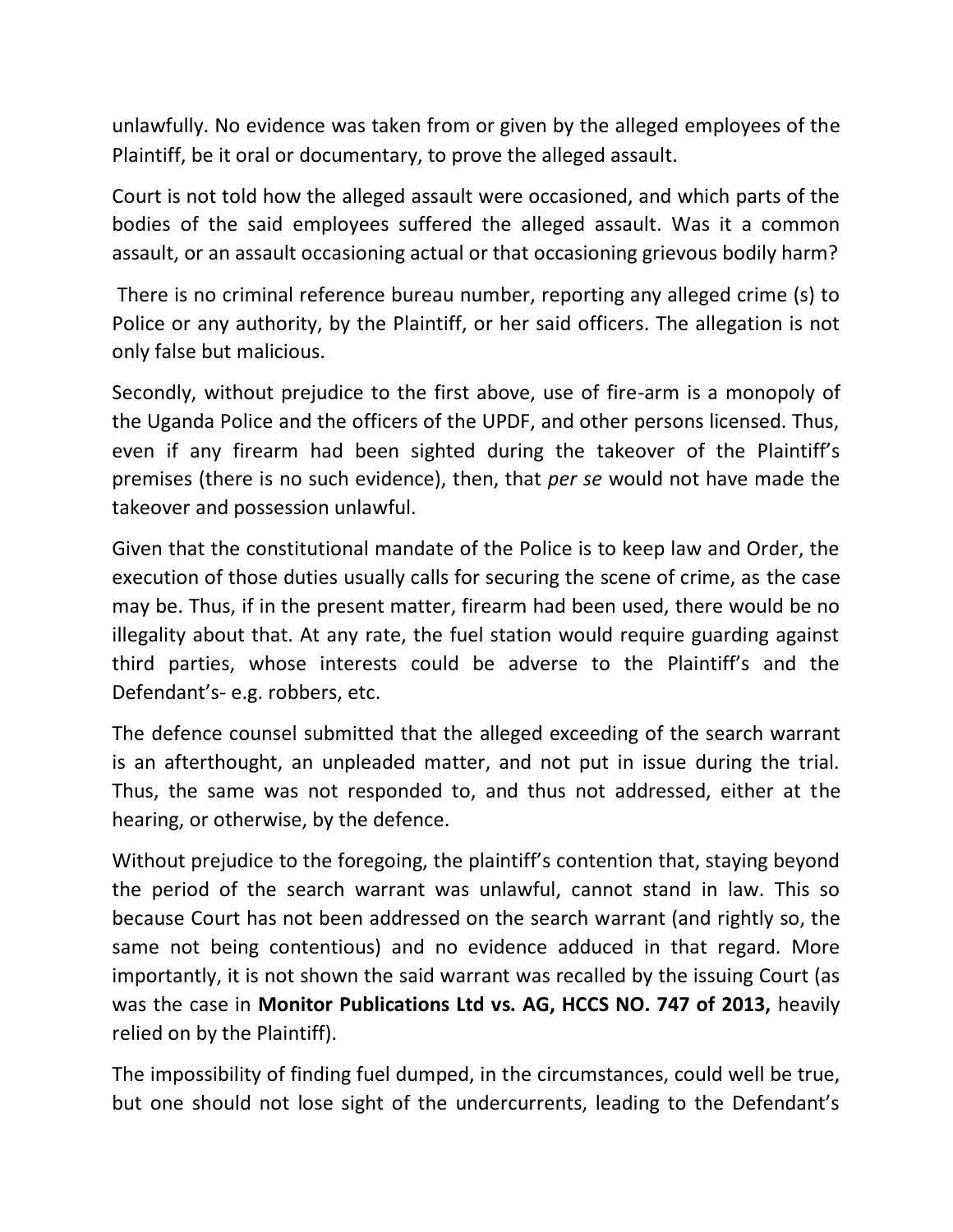unlawfully. No evidence was taken from or given by the alleged employees of the Plaintiff, be it oral or documentary, to prove the alleged assault.

Court is not told how the alleged assault were occasioned, and which parts of the bodies of the said employees suffered the alleged assault. Was it a common assault, or an assault occasioning actual or that occasioning grievous bodily harm?

There is no criminal reference bureau number, reporting any alleged crime (s) to Police or any authority, by the Plaintiff, or her said officers. The allegation is not only false but malicious.

Secondly, without prejudice to the first above, use of fire-arm is a monopoly of the Uganda Police and the officers of the UPDF, and other persons licensed. Thus, even if any firearm had been sighted during the takeover of the Plaintiff's premises (there is no such evidence), then, that *per se* would not have made the takeover and possession unlawful.

Given that the constitutional mandate of the Police is to keep law and Order, the execution of those duties usually calls for securing the scene of crime, as the case may be. Thus, if in the present matter, firearm had been used, there would be no illegality about that. At any rate, the fuel station would require guarding against third parties, whose interests could be adverse to the Plaintiff's and the Defendant's- e.g. robbers, etc.

The defence counsel submitted that the alleged exceeding of the search warrant is an afterthought, an unpleaded matter, and not put in issue during the trial. Thus, the same was not responded to, and thus not addressed, either at the hearing, or otherwise, by the defence.

Without prejudice to the foregoing, the plaintiff's contention that, staying beyond the period of the search warrant was unlawful, cannot stand in law. This so because Court has not been addressed on the search warrant (and rightly so, the same not being contentious) and no evidence adduced in that regard. More importantly, it is not shown the said warrant was recalled by the issuing Court (as was the case in **Monitor Publications Ltd vs. AG, HCCS NO. 747 of 2013,** heavily relied on by the Plaintiff).

The impossibility of finding fuel dumped, in the circumstances, could well be true, but one should not lose sight of the undercurrents, leading to the Defendant's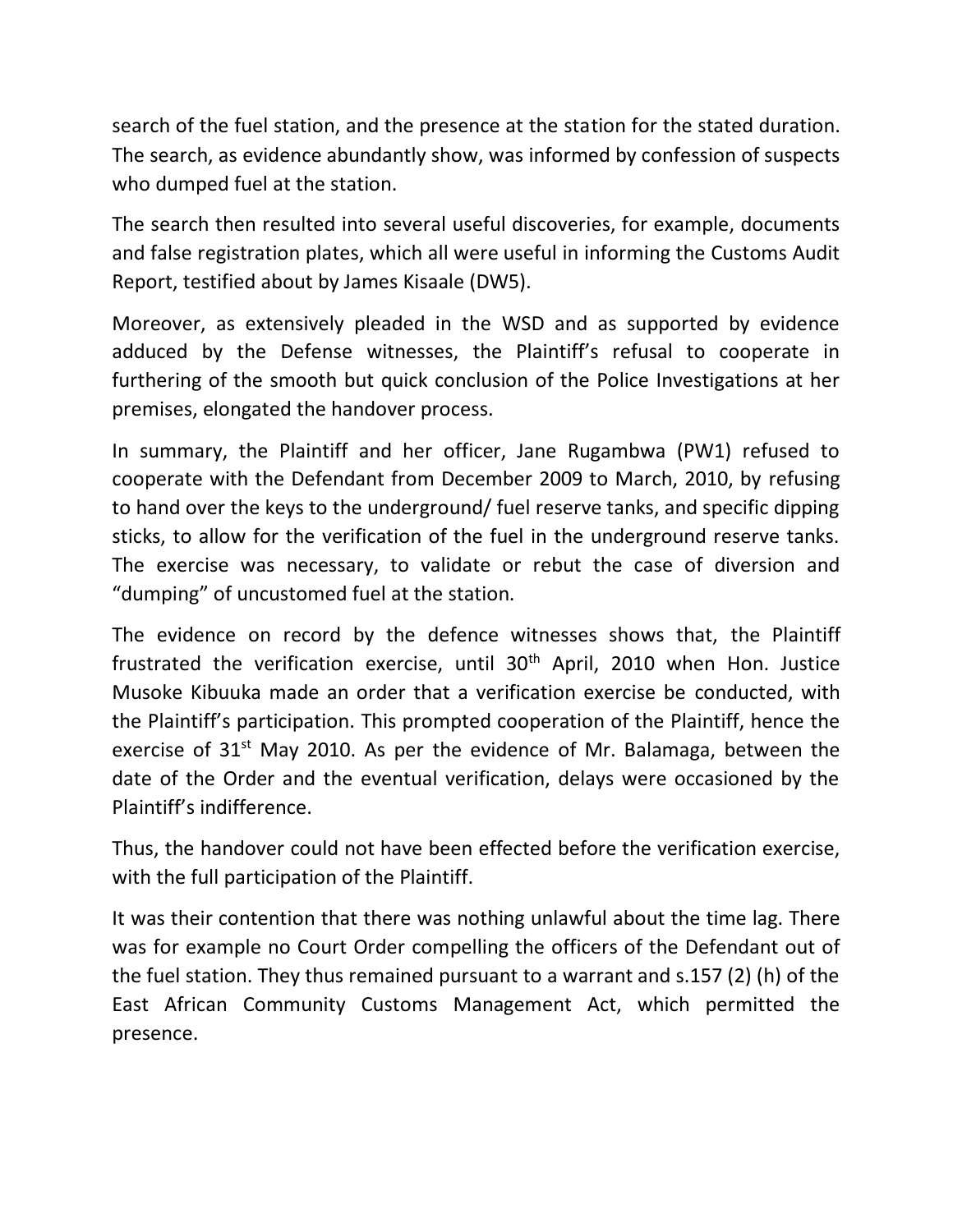search of the fuel station, and the presence at the station for the stated duration. The search, as evidence abundantly show, was informed by confession of suspects who dumped fuel at the station.

The search then resulted into several useful discoveries, for example, documents and false registration plates, which all were useful in informing the Customs Audit Report, testified about by James Kisaale (DW5).

Moreover, as extensively pleaded in the WSD and as supported by evidence adduced by the Defense witnesses, the Plaintiff's refusal to cooperate in furthering of the smooth but quick conclusion of the Police Investigations at her premises, elongated the handover process.

In summary, the Plaintiff and her officer, Jane Rugambwa (PW1) refused to cooperate with the Defendant from December 2009 to March, 2010, by refusing to hand over the keys to the underground/ fuel reserve tanks, and specific dipping sticks, to allow for the verification of the fuel in the underground reserve tanks. The exercise was necessary, to validate or rebut the case of diversion and "dumping" of uncustomed fuel at the station.

The evidence on record by the defence witnesses shows that, the Plaintiff frustrated the verification exercise, until 30th April, 2010 when Hon. Justice Musoke Kibuuka made an order that a verification exercise be conducted, with the Plaintiff's participation. This prompted cooperation of the Plaintiff, hence the exercise of 31st May 2010. As per the evidence of Mr. Balamaga, between the date of the Order and the eventual verification, delays were occasioned by the Plaintiff's indifference.

Thus, the handover could not have been effected before the verification exercise, with the full participation of the Plaintiff.

It was their contention that there was nothing unlawful about the time lag. There was for example no Court Order compelling the officers of the Defendant out of the fuel station. They thus remained pursuant to a warrant and s.157 (2) (h) of the East African Community Customs Management Act, which permitted the presence.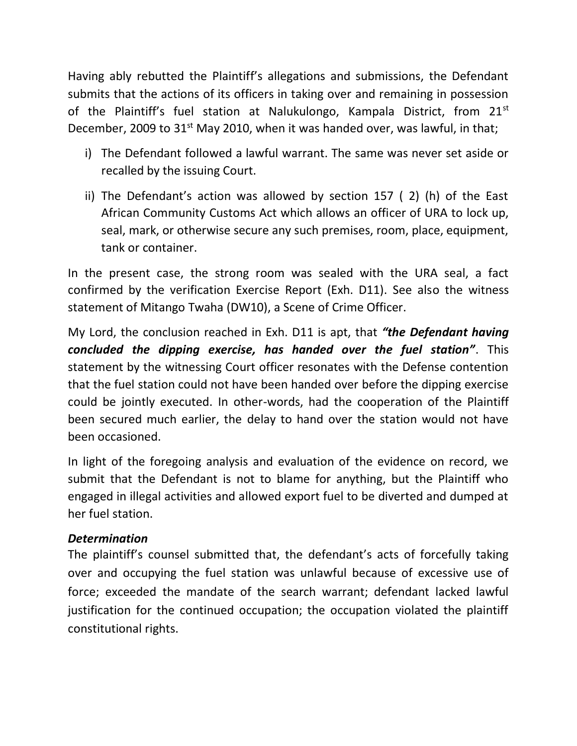Having ably rebutted the Plaintiff's allegations and submissions, the Defendant submits that the actions of its officers in taking over and remaining in possession of the Plaintiff's fuel station at Nalukulongo, Kampala District, from 21st December, 2009 to 31st May 2010, when it was handed over, was lawful, in that;

i) The Defendant followed a lawful warrant. The same was never set aside or recalled by the issuing Court.

ii) The Defendant's action was allowed by section 157 ( 2) (h) of the East African Community Customs Act which allows an officer of URA to lock up, seal, mark, or otherwise secure any such premises, room, place, equipment, tank or container.

In the present case, the strong room was sealed with the URA seal, a fact confirmed by the verification Exercise Report (Exh. D11). See also the witness statement of Mitango Twaha (DW10), a Scene of Crime Officer.

My Lord, the conclusion reached in Exh. D11 is apt, that ***"the Defendant having concluded the dipping exercise, has handed over the fuel station"***. This statement by the witnessing Court officer resonates with the Defense contention that the fuel station could not have been handed over before the dipping exercise could be jointly executed. In other-words, had the cooperation of the Plaintiff been secured much earlier, the delay to hand over the station would not have been occasioned.

In light of the foregoing analysis and evaluation of the evidence on record, we submit that the Defendant is not to blame for anything, but the Plaintiff who engaged in illegal activities and allowed export fuel to be diverted and dumped at her fuel station.

***Determination***

The plaintiff's counsel submitted that, the defendant's acts of forcefully taking over and occupying the fuel station was unlawful because of excessive use of force; exceeded the mandate of the search warrant; defendant lacked lawful justification for the continued occupation; the occupation violated the plaintiff constitutional rights.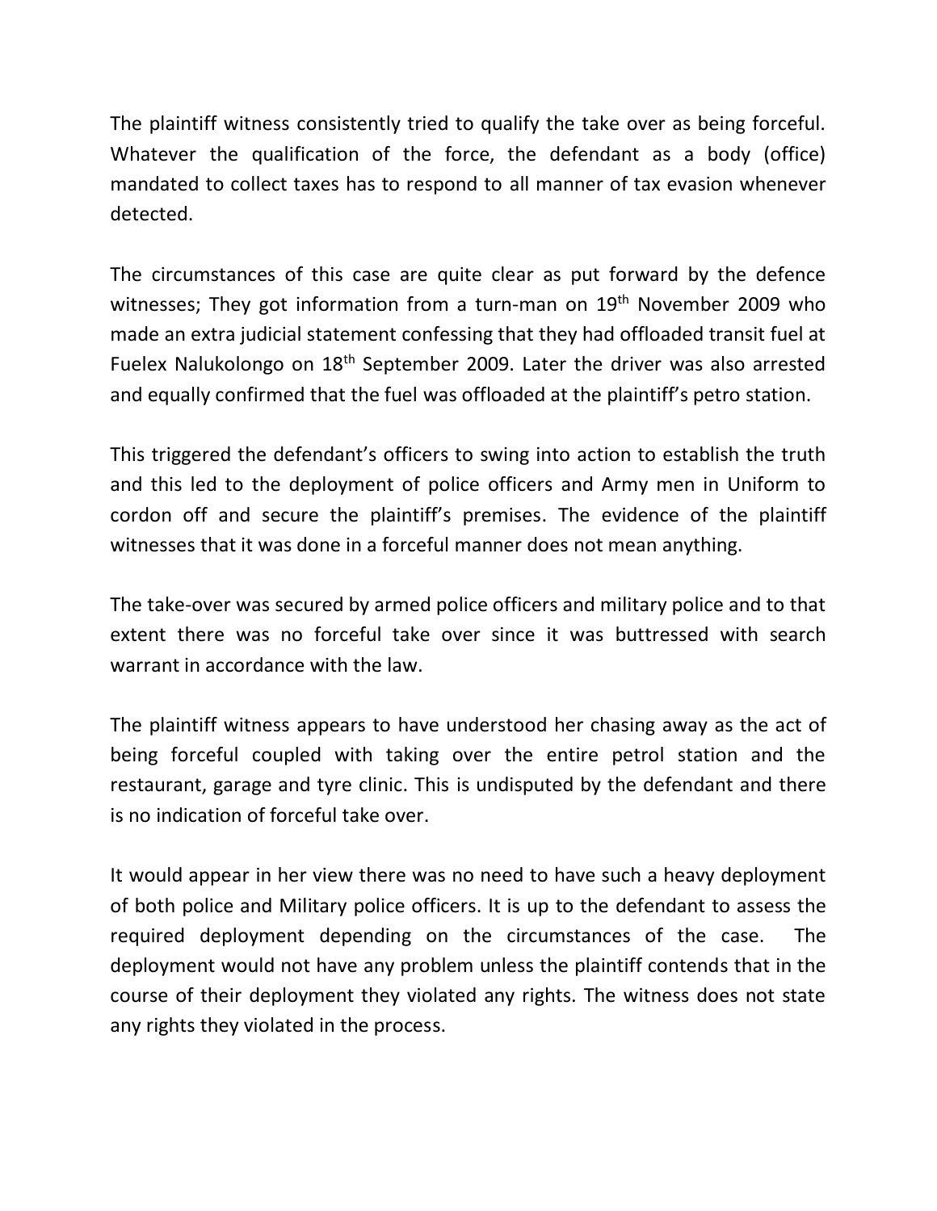The plaintiff witness consistently tried to qualify the take over as being forceful. Whatever the qualification of the force, the defendant as a body (office) mandated to collect taxes has to respond to all manner of tax evasion whenever detected.

The circumstances of this case are quite clear as put forward by the defence witnesses; They got information from a turn-man on 19th November 2009 who made an extra judicial statement confessing that they had offloaded transit fuel at Fuelex Nalukolongo on 18th September 2009. Later the driver was also arrested and equally confirmed that the fuel was offloaded at the plaintiff's petro station.

This triggered the defendant's officers to swing into action to establish the truth and this led to the deployment of police officers and Army men in Uniform to cordon off and secure the plaintiff's premises. The evidence of the plaintiff witnesses that it was done in a forceful manner does not mean anything.

The take-over was secured by armed police officers and military police and to that extent there was no forceful take over since it was buttressed with search warrant in accordance with the law.

The plaintiff witness appears to have understood her chasing away as the act of being forceful coupled with taking over the entire petrol station and the restaurant, garage and tyre clinic. This is undisputed by the defendant and there is no indication of forceful take over.

It would appear in her view there was no need to have such a heavy deployment of both police and Military police officers. It is up to the defendant to assess the required deployment depending on the circumstances of the case. The deployment would not have any problem unless the plaintiff contends that in the course of their deployment they violated any rights. The witness does not state any rights they violated in the process.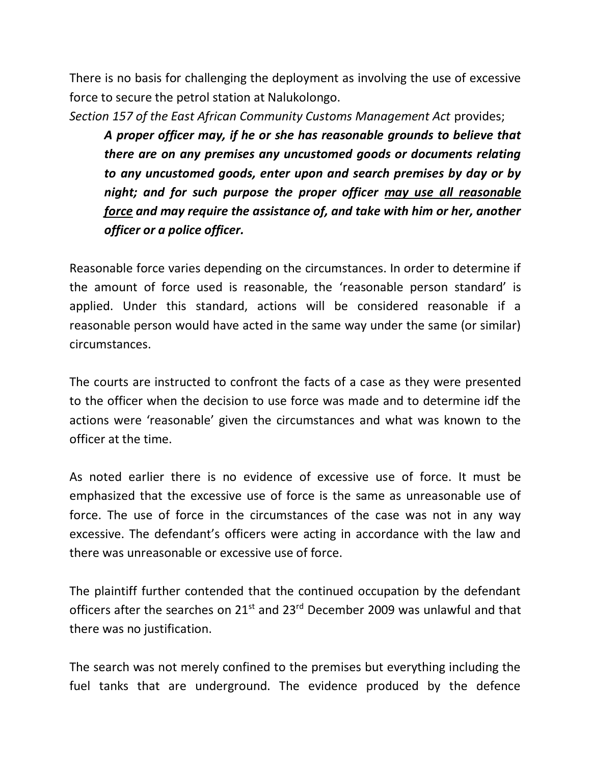There is no basis for challenging the deployment as involving the use of excessive force to secure the petrol station at Nalukolongo.

*Section 157 of the East African Community Customs Management Act* provides;

> ***A proper officer may, if he or she has reasonable grounds to believe that there are on any premises any uncustomed goods or documents relating to any uncustomed goods, enter upon and search premises by day or by night; and for such purpose the proper officer <u>may use all reasonable force</u> and may require the assistance of, and take with him or her, another officer or a police officer.***

Reasonable force varies depending on the circumstances. In order to determine if the amount of force used is reasonable, the 'reasonable person standard' is applied. Under this standard, actions will be considered reasonable if a reasonable person would have acted in the same way under the same (or similar) circumstances.

The courts are instructed to confront the facts of a case as they were presented to the officer when the decision to use force was made and to determine idf the actions were 'reasonable' given the circumstances and what was known to the officer at the time.

As noted earlier there is no evidence of excessive use of force. It must be emphasized that the excessive use of force is the same as unreasonable use of force. The use of force in the circumstances of the case was not in any way excessive. The defendant's officers were acting in accordance with the law and there was unreasonable or excessive use of force.

The plaintiff further contended that the continued occupation by the defendant officers after the searches on 21st and 23rd December 2009 was unlawful and that there was no justification.

The search was not merely confined to the premises but everything including the fuel tanks that are underground. The evidence produced by the defence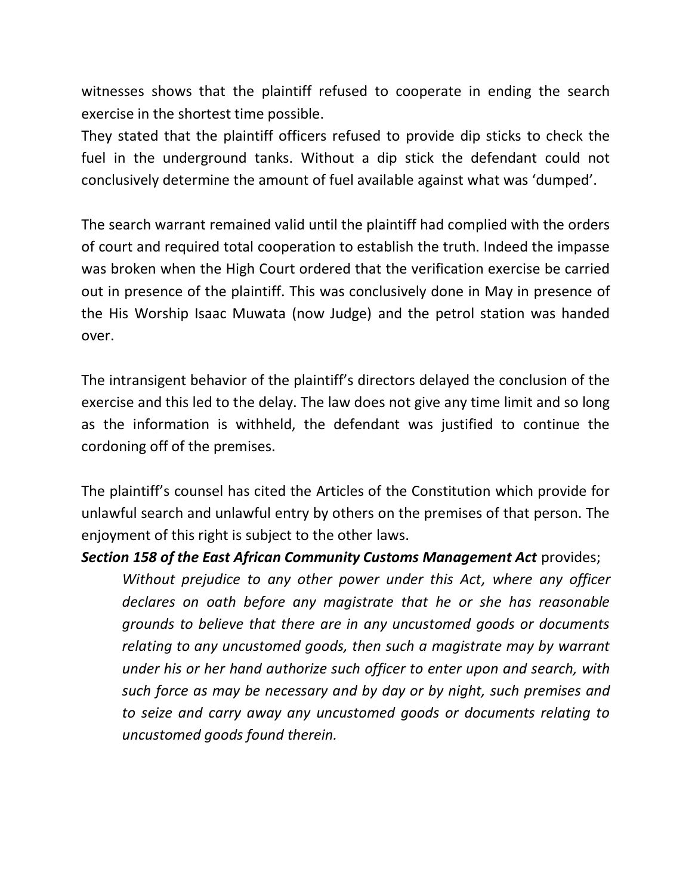witnesses shows that the plaintiff refused to cooperate in ending the search exercise in the shortest time possible.

They stated that the plaintiff officers refused to provide dip sticks to check the fuel in the underground tanks. Without a dip stick the defendant could not conclusively determine the amount of fuel available against what was 'dumped'.

The search warrant remained valid until the plaintiff had complied with the orders of court and required total cooperation to establish the truth. Indeed the impasse was broken when the High Court ordered that the verification exercise be carried out in presence of the plaintiff. This was conclusively done in May in presence of the His Worship Isaac Muwata (now Judge) and the petrol station was handed over.

The intransigent behavior of the plaintiff's directors delayed the conclusion of the exercise and this led to the delay. The law does not give any time limit and so long as the information is withheld, the defendant was justified to continue the cordoning off of the premises.

The plaintiff's counsel has cited the Articles of the Constitution which provide for unlawful search and unlawful entry by others on the premises of that person. The enjoyment of this right is subject to the other laws.

***Section 158 of the East African Community Customs Management Act*** provides;

> *Without prejudice to any other power under this Act, where any officer declares on oath before any magistrate that he or she has reasonable grounds to believe that there are in any uncustomed goods or documents relating to any uncustomed goods, then such a magistrate may by warrant under his or her hand authorize such officer to enter upon and search, with such force as may be necessary and by day or by night, such premises and to seize and carry away any uncustomed goods or documents relating to uncustomed goods found therein.*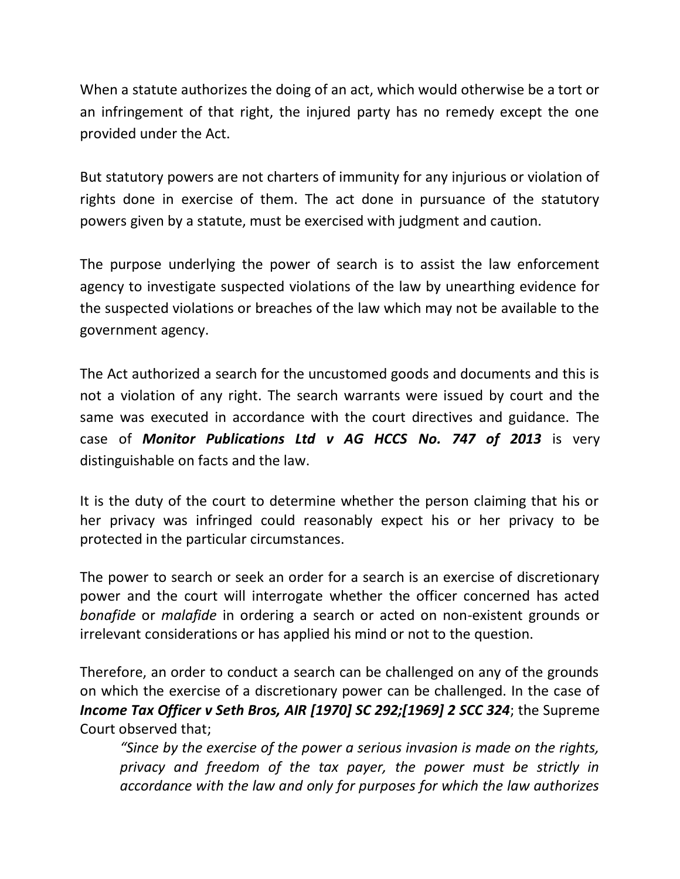When a statute authorizes the doing of an act, which would otherwise be a tort or an infringement of that right, the injured party has no remedy except the one provided under the Act.

But statutory powers are not charters of immunity for any injurious or violation of rights done in exercise of them. The act done in pursuance of the statutory powers given by a statute, must be exercised with judgment and caution.

The purpose underlying the power of search is to assist the law enforcement agency to investigate suspected violations of the law by unearthing evidence for the suspected violations or breaches of the law which may not be available to the government agency.

The Act authorized a search for the uncustomed goods and documents and this is not a violation of any right. The search warrants were issued by court and the same was executed in accordance with the court directives and guidance. The case of ***Monitor Publications Ltd v AG HCCS No. 747 of 2013*** is very distinguishable on facts and the law.

It is the duty of the court to determine whether the person claiming that his or her privacy was infringed could reasonably expect his or her privacy to be protected in the particular circumstances.

The power to search or seek an order for a search is an exercise of discretionary power and the court will interrogate whether the officer concerned has acted *bonafide* or *malafide* in ordering a search or acted on non-existent grounds or irrelevant considerations or has applied his mind or not to the question.

Therefore, an order to conduct a search can be challenged on any of the grounds on which the exercise of a discretionary power can be challenged. In the case of ***Income Tax Officer v Seth Bros, AIR [1970] SC 292;[1969] 2 SCC 324***; the Supreme Court observed that;

> *"Since by the exercise of the power a serious invasion is made on the rights, privacy and freedom of the tax payer, the power must be strictly in accordance with the law and only for purposes for which the law authorizes*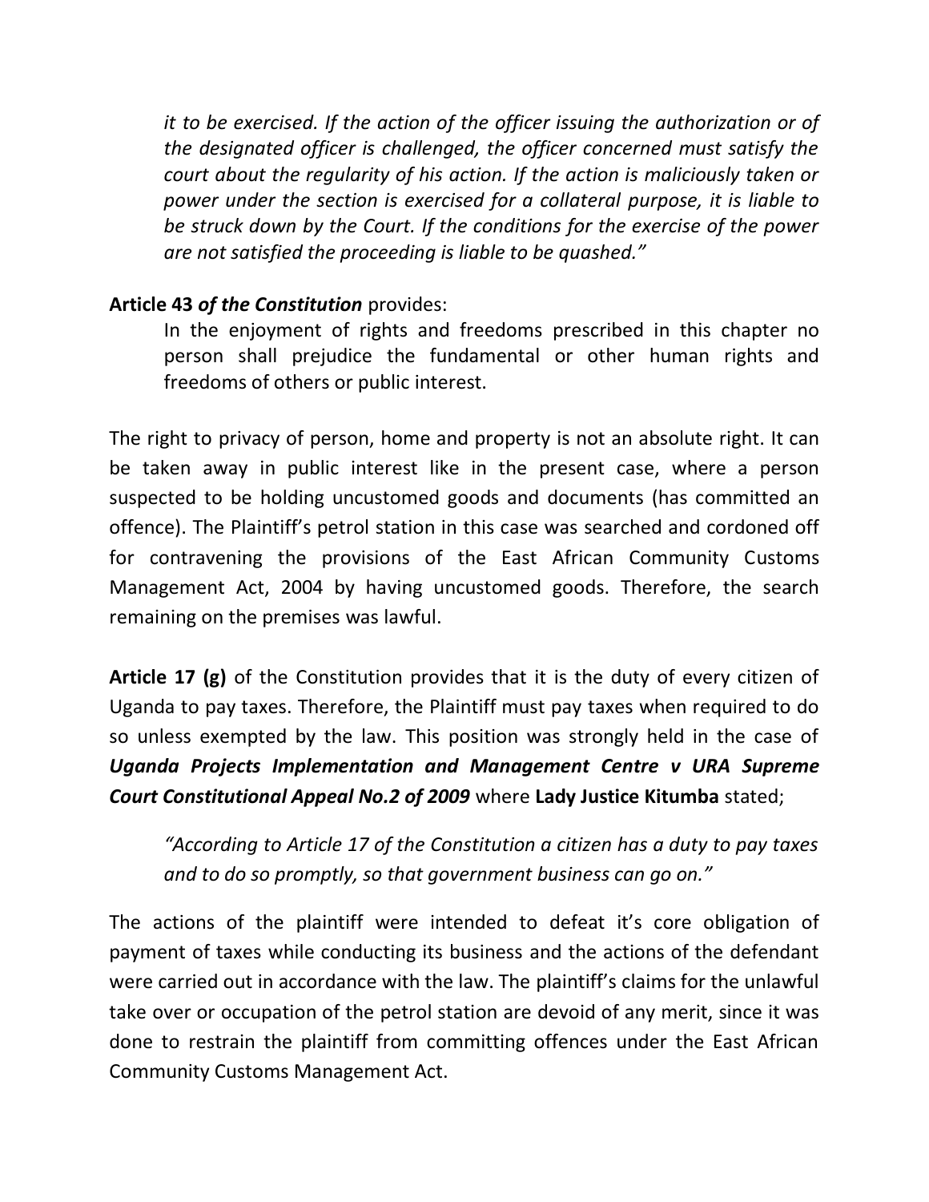*it to be exercised. If the action of the officer issuing the authorization or of the designated officer is challenged, the officer concerned must satisfy the court about the regularity of his action. If the action is maliciously taken or power under the section is exercised for a collateral purpose, it is liable to be struck down by the Court. If the conditions for the exercise of the power are not satisfied the proceeding is liable to be quashed."*

**Article 43** ***of the Constitution*** provides:

> In the enjoyment of rights and freedoms prescribed in this chapter no person shall prejudice the fundamental or other human rights and freedoms of others or public interest.

The right to privacy of person, home and property is not an absolute right. It can be taken away in public interest like in the present case, where a person suspected to be holding uncustomed goods and documents (has committed an offence). The Plaintiff's petrol station in this case was searched and cordoned off for contravening the provisions of the East African Community Customs Management Act, 2004 by having uncustomed goods. Therefore, the search remaining on the premises was lawful.

**Article 17 (g)** of the Constitution provides that it is the duty of every citizen of Uganda to pay taxes. Therefore, the Plaintiff must pay taxes when required to do so unless exempted by the law. This position was strongly held in the case of ***Uganda Projects Implementation and Management Centre v URA Supreme Court Constitutional Appeal No.2 of 2009*** where **Lady Justice Kitumba** stated;

> *"According to Article 17 of the Constitution a citizen has a duty to pay taxes and to do so promptly, so that government business can go on."*

The actions of the plaintiff were intended to defeat it's core obligation of payment of taxes while conducting its business and the actions of the defendant were carried out in accordance with the law. The plaintiff's claims for the unlawful take over or occupation of the petrol station are devoid of any merit, since it was done to restrain the plaintiff from committing offences under the East African Community Customs Management Act.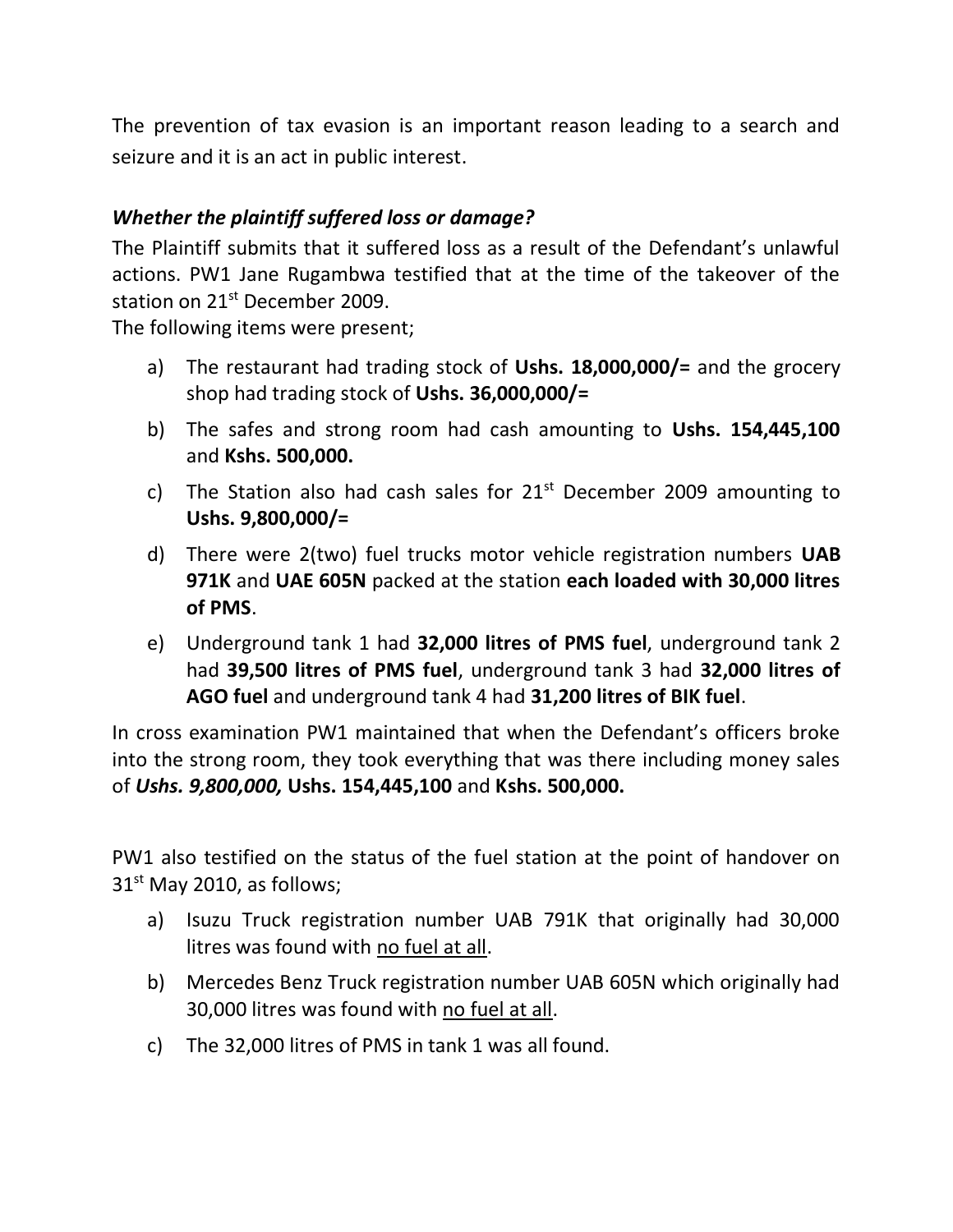The prevention of tax evasion is an important reason leading to a search and seizure and it is an act in public interest.

***Whether the plaintiff suffered loss or damage?***

The Plaintiff submits that it suffered loss as a result of the Defendant's unlawful actions. PW1 Jane Rugambwa testified that at the time of the takeover of the station on 21st December 2009.

The following items were present;

a) The restaurant had trading stock of **Ushs. 18,000,000/=** and the grocery shop had trading stock of **Ushs. 36,000,000/=**

b) The safes and strong room had cash amounting to **Ushs. 154,445,100** and **Kshs. 500,000.**

c) The Station also had cash sales for 21st December 2009 amounting to **Ushs. 9,800,000/=**

d) There were 2(two) fuel trucks motor vehicle registration numbers **UAB 971K** and **UAE 605N** packed at the station **each loaded with 30,000 litres of PMS**.

e) Underground tank 1 had **32,000 litres of PMS fuel**, underground tank 2 had **39,500 litres of PMS fuel**, underground tank 3 had **32,000 litres of AGO fuel** and underground tank 4 had **31,200 litres of BIK fuel**.

In cross examination PW1 maintained that when the Defendant's officers broke into the strong room, they took everything that was there including money sales of ***Ushs. 9,800,000,*** **Ushs. 154,445,100** and **Kshs. 500,000.**

PW1 also testified on the status of the fuel station at the point of handover on 31st May 2010, as follows;

a) Isuzu Truck registration number UAB 791K that originally had 30,000 litres was found with <u>no fuel at all</u>.

b) Mercedes Benz Truck registration number UAB 605N which originally had 30,000 litres was found with <u>no fuel at all</u>.

c) The 32,000 litres of PMS in tank 1 was all found.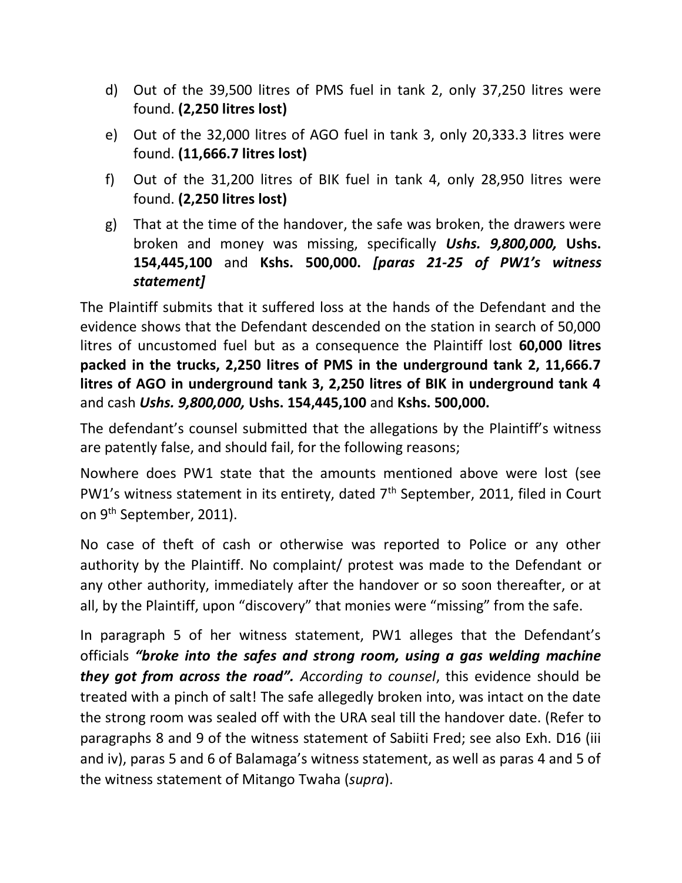d) Out of the 39,500 litres of PMS fuel in tank 2, only 37,250 litres were found. **(2,250 litres lost)**

e) Out of the 32,000 litres of AGO fuel in tank 3, only 20,333.3 litres were found. **(11,666.7 litres lost)**

f) Out of the 31,200 litres of BIK fuel in tank 4, only 28,950 litres were found. **(2,250 litres lost)**

g) That at the time of the handover, the safe was broken, the drawers were broken and money was missing, specifically ***Ushs. 9,800,000,*** **Ushs. 154,445,100** and **Kshs. 500,000.** ***[paras 21-25 of PW1's witness statement]***

The Plaintiff submits that it suffered loss at the hands of the Defendant and the evidence shows that the Defendant descended on the station in search of 50,000 litres of uncustomed fuel but as a consequence the Plaintiff lost **60,000 litres packed in the trucks, 2,250 litres of PMS in the underground tank 2, 11,666.7 litres of AGO in underground tank 3, 2,250 litres of BIK in underground tank 4** and cash ***Ushs. 9,800,000,*** **Ushs. 154,445,100** and **Kshs. 500,000.**

The defendant's counsel submitted that the allegations by the Plaintiff's witness are patently false, and should fail, for the following reasons;

Nowhere does PW1 state that the amounts mentioned above were lost (see PW1's witness statement in its entirety, dated 7th September, 2011, filed in Court on 9th September, 2011).

No case of theft of cash or otherwise was reported to Police or any other authority by the Plaintiff. No complaint/ protest was made to the Defendant or any other authority, immediately after the handover or so soon thereafter, or at all, by the Plaintiff, upon "discovery" that monies were "missing" from the safe.

In paragraph 5 of her witness statement, PW1 alleges that the Defendant's officials ***"broke into the safes and strong room, using a gas welding machine they got from across the road".*** *According to counsel*, this evidence should be treated with a pinch of salt! The safe allegedly broken into, was intact on the date the strong room was sealed off with the URA seal till the handover date. (Refer to paragraphs 8 and 9 of the witness statement of Sabiiti Fred; see also Exh. D16 (iii and iv), paras 5 and 6 of Balamaga's witness statement, as well as paras 4 and 5 of the witness statement of Mitango Twaha (*supra*).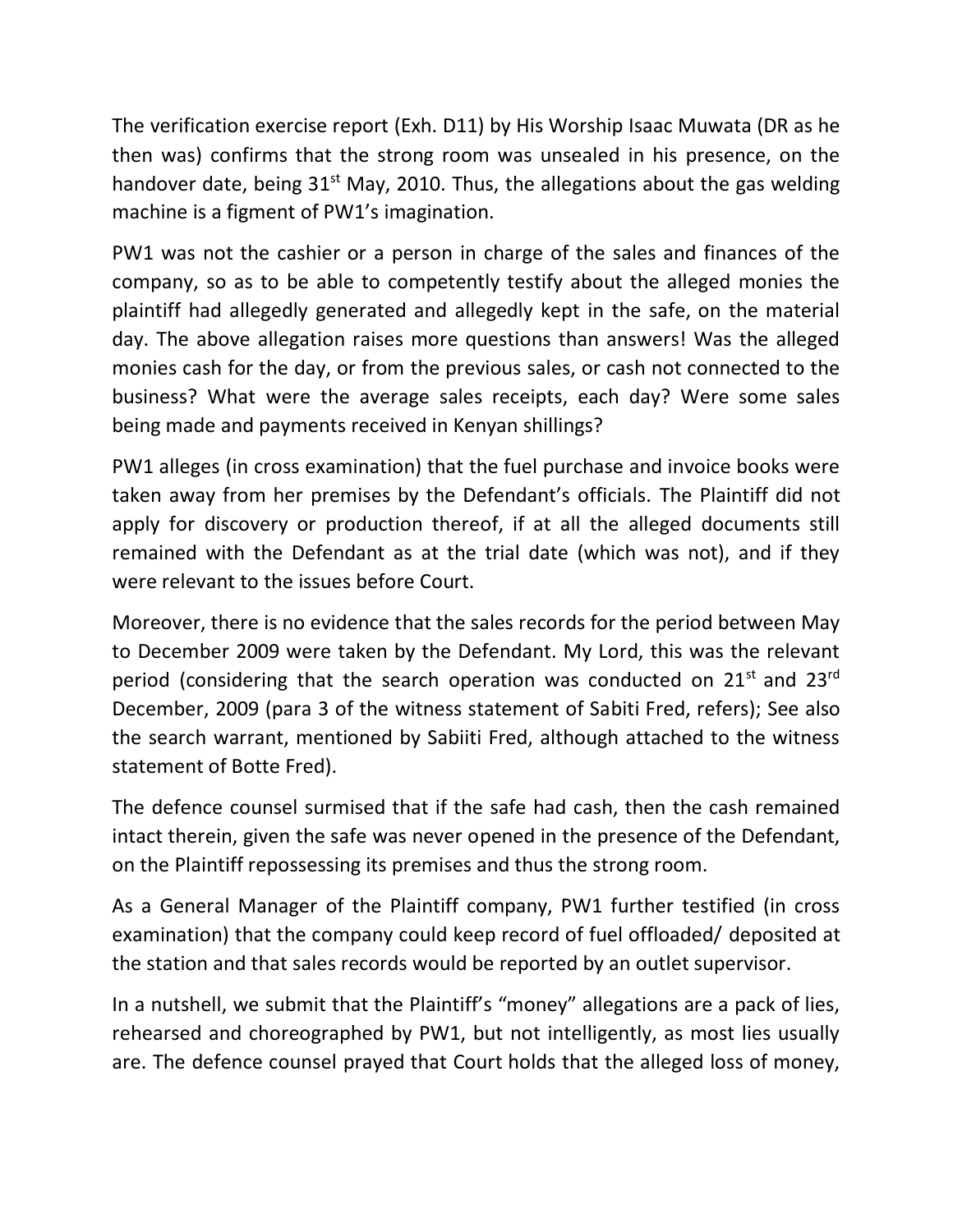The verification exercise report (Exh. D11) by His Worship Isaac Muwata (DR as he then was) confirms that the strong room was unsealed in his presence, on the handover date, being 31st May, 2010. Thus, the allegations about the gas welding machine is a figment of PW1's imagination.

PW1 was not the cashier or a person in charge of the sales and finances of the company, so as to be able to competently testify about the alleged monies the plaintiff had allegedly generated and allegedly kept in the safe, on the material day. The above allegation raises more questions than answers! Was the alleged monies cash for the day, or from the previous sales, or cash not connected to the business? What were the average sales receipts, each day? Were some sales being made and payments received in Kenyan shillings?

PW1 alleges (in cross examination) that the fuel purchase and invoice books were taken away from her premises by the Defendant's officials. The Plaintiff did not apply for discovery or production thereof, if at all the alleged documents still remained with the Defendant as at the trial date (which was not), and if they were relevant to the issues before Court.

Moreover, there is no evidence that the sales records for the period between May to December 2009 were taken by the Defendant. My Lord, this was the relevant period (considering that the search operation was conducted on 21st and 23rd December, 2009 (para 3 of the witness statement of Sabiti Fred, refers); See also the search warrant, mentioned by Sabiiti Fred, although attached to the witness statement of Botte Fred).

The defence counsel surmised that if the safe had cash, then the cash remained intact therein, given the safe was never opened in the presence of the Defendant, on the Plaintiff repossessing its premises and thus the strong room.

As a General Manager of the Plaintiff company, PW1 further testified (in cross examination) that the company could keep record of fuel offloaded/ deposited at the station and that sales records would be reported by an outlet supervisor.

In a nutshell, we submit that the Plaintiff's "money" allegations are a pack of lies, rehearsed and choreographed by PW1, but not intelligently, as most lies usually are. The defence counsel prayed that Court holds that the alleged loss of money,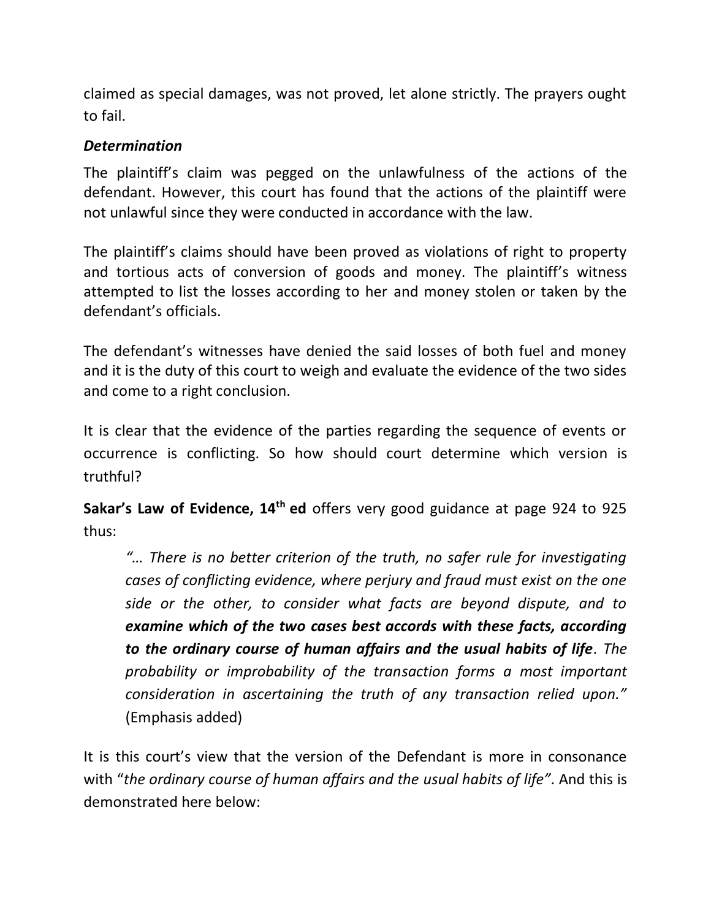claimed as special damages, was not proved, let alone strictly. The prayers ought to fail.

***Determination***

The plaintiff's claim was pegged on the unlawfulness of the actions of the defendant. However, this court has found that the actions of the plaintiff were not unlawful since they were conducted in accordance with the law.

The plaintiff's claims should have been proved as violations of right to property and tortious acts of conversion of goods and money. The plaintiff's witness attempted to list the losses according to her and money stolen or taken by the defendant's officials.

The defendant's witnesses have denied the said losses of both fuel and money and it is the duty of this court to weigh and evaluate the evidence of the two sides and come to a right conclusion.

It is clear that the evidence of the parties regarding the sequence of events or occurrence is conflicting. So how should court determine which version is truthful?

**Sakar's Law of Evidence, 14th ed** offers very good guidance at page 924 to 925 thus:

> *"… There is no better criterion of the truth, no safer rule for investigating cases of conflicting evidence, where perjury and fraud must exist on the one side or the other, to consider what facts are beyond dispute, and to* ***examine which of the two cases best accords with these facts, according to the ordinary course of human affairs and the usual habits of life****. The probability or improbability of the transaction forms a most important consideration in ascertaining the truth of any transaction relied upon."* (Emphasis added)

It is this court's view that the version of the Defendant is more in consonance with "*the ordinary course of human affairs and the usual habits of life"*. And this is demonstrated here below: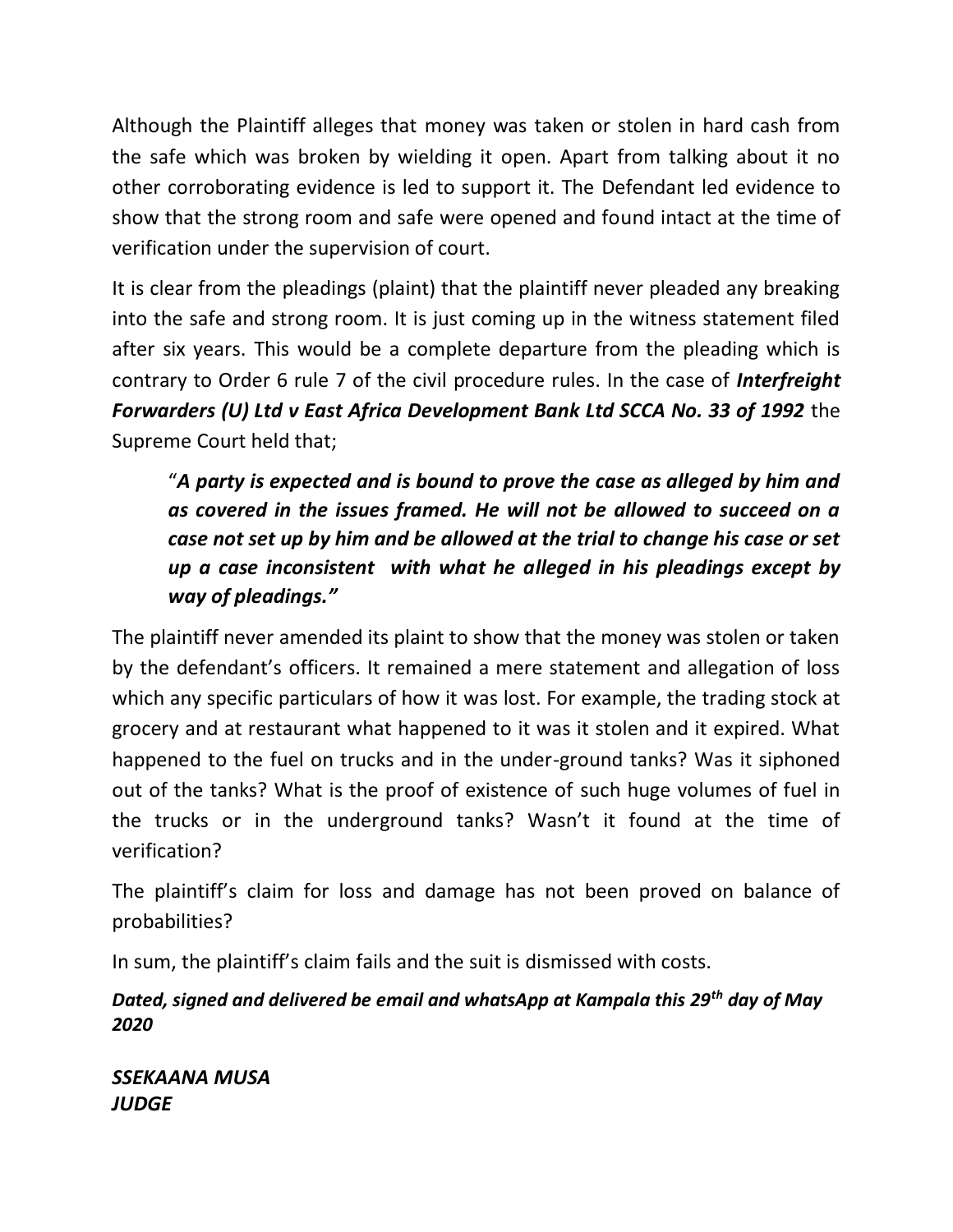Although the Plaintiff alleges that money was taken or stolen in hard cash from the safe which was broken by wielding it open. Apart from talking about it no other corroborating evidence is led to support it. The Defendant led evidence to show that the strong room and safe were opened and found intact at the time of verification under the supervision of court.

It is clear from the pleadings (plaint) that the plaintiff never pleaded any breaking into the safe and strong room. It is just coming up in the witness statement filed after six years. This would be a complete departure from the pleading which is contrary to Order 6 rule 7 of the civil procedure rules. In the case of ***Interfreight Forwarders (U) Ltd v East Africa Development Bank Ltd SCCA No. 33 of 1992*** the Supreme Court held that;

> "***A party is expected and is bound to prove the case as alleged by him and as covered in the issues framed. He will not be allowed to succeed on a case not set up by him and be allowed at the trial to change his case or set up a case inconsistent with what he alleged in his pleadings except by way of pleadings."***

The plaintiff never amended its plaint to show that the money was stolen or taken by the defendant's officers. It remained a mere statement and allegation of loss which any specific particulars of how it was lost. For example, the trading stock at grocery and at restaurant what happened to it was it stolen and it expired. What happened to the fuel on trucks and in the under-ground tanks? Was it siphoned out of the tanks? What is the proof of existence of such huge volumes of fuel in the trucks or in the underground tanks? Wasn't it found at the time of verification?

The plaintiff's claim for loss and damage has not been proved on balance of probabilities?

In sum, the plaintiff's claim fails and the suit is dismissed with costs.

***Dated, signed and delivered be email and whatsApp at Kampala this 29th day of May 2020***

***SSEKAANA MUSA***
***JUDGE***